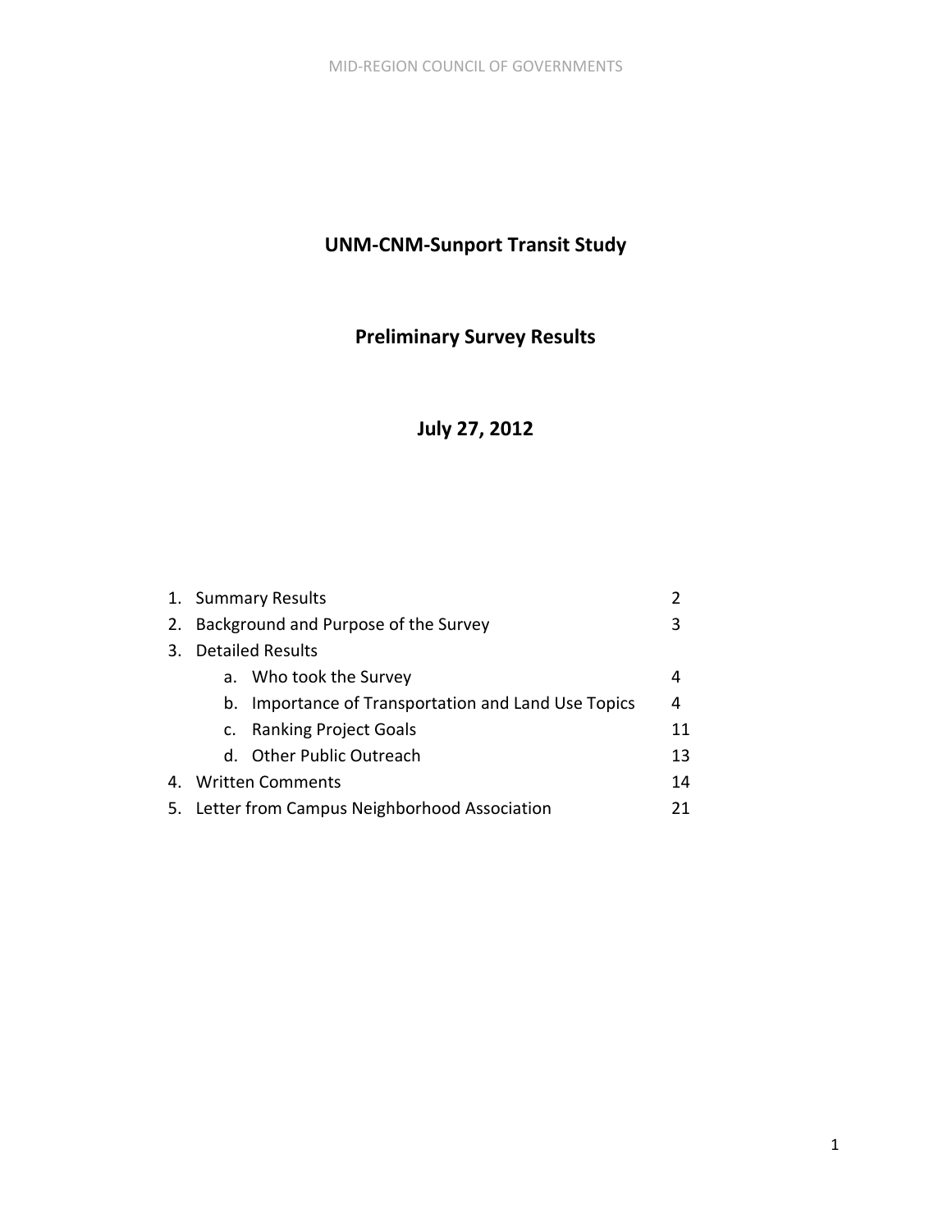# UNM-CNM-Sunport Transit Study

## Preliminary Survey Results

## July 27, 2012

1. Summary Results 2
2. Background and Purpose of the Survey 3
3. Detailed Results
   a. Who took the Survey 4
   b. Importance of Transportation and Land Use Topics 4
   c. Ranking Project Goals 11
   d. Other Public Outreach 13
4. Written Comments 14
5. Letter from Campus Neighborhood Association 21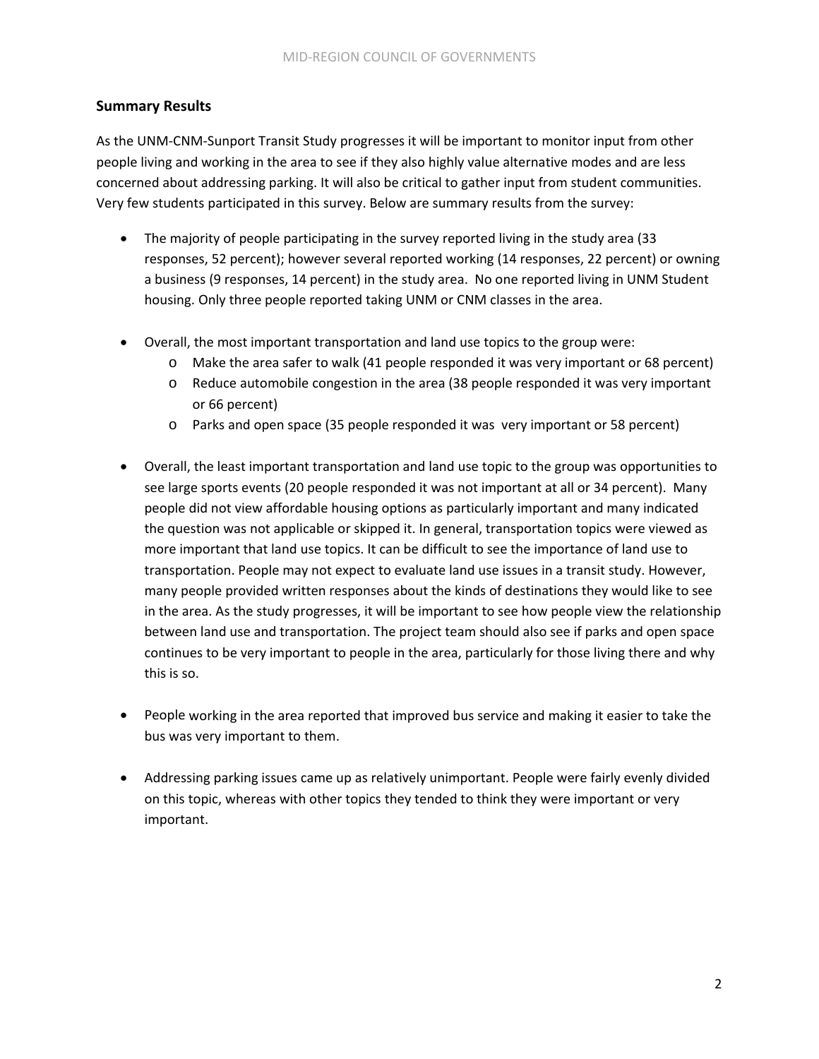## Summary Results

As the UNM-CNM-Sunport Transit Study progresses it will be important to monitor input from other people living and working in the area to see if they also highly value alternative modes and are less concerned about addressing parking. It will also be critical to gather input from student communities. Very few students participated in this survey. Below are summary results from the survey:

- The majority of people participating in the survey reported living in the study area (33 responses, 52 percent); however several reported working (14 responses, 22 percent) or owning a business (9 responses, 14 percent) in the study area. No one reported living in UNM Student housing. Only three people reported taking UNM or CNM classes in the area.

- Overall, the most important transportation and land use topics to the group were:
  - Make the area safer to walk (41 people responded it was very important or 68 percent)
  - Reduce automobile congestion in the area (38 people responded it was very important or 66 percent)
  - Parks and open space (35 people responded it was very important or 58 percent)

- Overall, the least important transportation and land use topic to the group was opportunities to see large sports events (20 people responded it was not important at all or 34 percent). Many people did not view affordable housing options as particularly important and many indicated the question was not applicable or skipped it. In general, transportation topics were viewed as more important that land use topics. It can be difficult to see the importance of land use to transportation. People may not expect to evaluate land use issues in a transit study. However, many people provided written responses about the kinds of destinations they would like to see in the area. As the study progresses, it will be important to see how people view the relationship between land use and transportation. The project team should also see if parks and open space continues to be very important to people in the area, particularly for those living there and why this is so.

- People working in the area reported that improved bus service and making it easier to take the bus was very important to them.

- Addressing parking issues came up as relatively unimportant. People were fairly evenly divided on this topic, whereas with other topics they tended to think they were important or very important.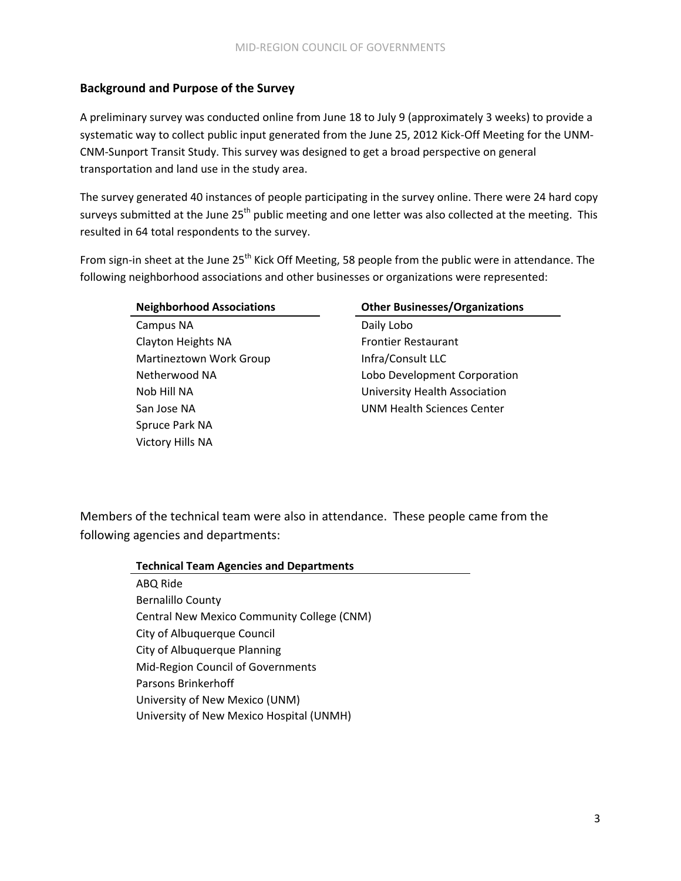## Background and Purpose of the Survey

A preliminary survey was conducted online from June 18 to July 9 (approximately 3 weeks) to provide a systematic way to collect public input generated from the June 25, 2012 Kick-Off Meeting for the UNM-CNM-Sunport Transit Study. This survey was designed to get a broad perspective on general transportation and land use in the study area.

The survey generated 40 instances of people participating in the survey online. There were 24 hard copy surveys submitted at the June 25th public meeting and one letter was also collected at the meeting. This resulted in 64 total respondents to the survey.

From sign-in sheet at the June 25th Kick Off Meeting, 58 people from the public were in attendance. The following neighborhood associations and other businesses or organizations were represented:

| Neighborhood Associations | Other Businesses/Organizations |
|---|---|
| Campus NA | Daily Lobo |
| Clayton Heights NA | Frontier Restaurant |
| Martineztown Work Group | Infra/Consult LLC |
| Netherwood NA | Lobo Development Corporation |
| Nob Hill NA | University Health Association |
| San Jose NA | UNM Health Sciences Center |
| Spruce Park NA | |
| Victory Hills NA | |

Members of the technical team were also in attendance. These people came from the following agencies and departments:

| Technical Team Agencies and Departments |
|---|
| ABQ Ride |
| Bernalillo County |
| Central New Mexico Community College (CNM) |
| City of Albuquerque Council |
| City of Albuquerque Planning |
| Mid-Region Council of Governments |
| Parsons Brinkerhoff |
| University of New Mexico (UNM) |
| University of New Mexico Hospital (UNMH) |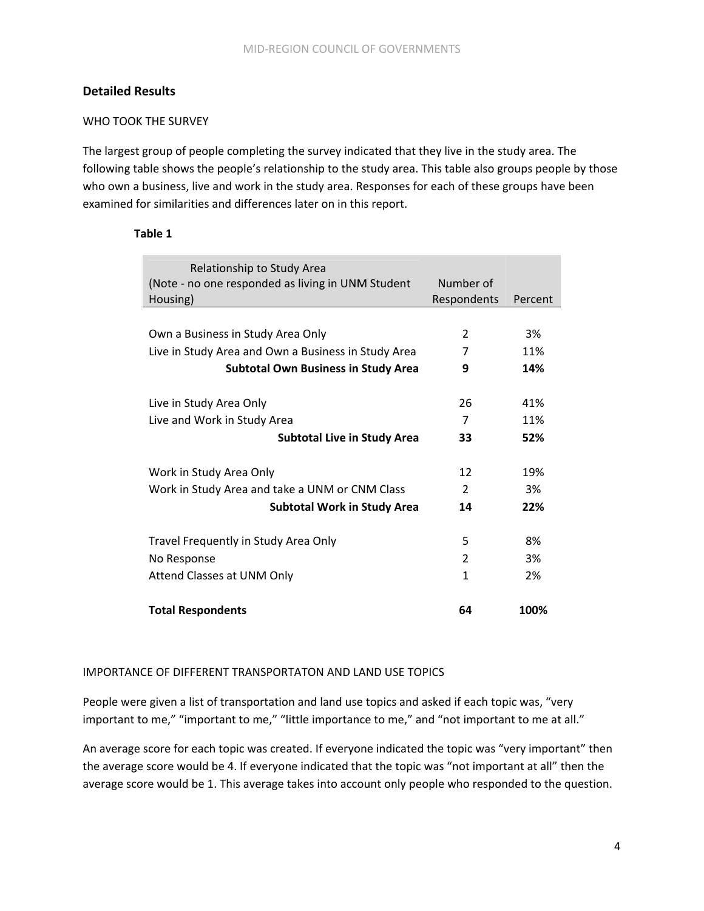## Detailed Results

WHO TOOK THE SURVEY

The largest group of people completing the survey indicated that they live in the study area. The following table shows the people's relationship to the study area. This table also groups people by those who own a business, live and work in the study area. Responses for each of these groups have been examined for similarities and differences later on in this report.

**Table 1**

| Relationship to Study Area (Note - no one responded as living in UNM Student Housing) | Number of Respondents | Percent |
|---|---|---|
| Own a Business in Study Area Only | 2 | 3% |
| Live in Study Area and Own a Business in Study Area | 7 | 11% |
| **Subtotal Own Business in Study Area** | **9** | **14%** |
| Live in Study Area Only | 26 | 41% |
| Live and Work in Study Area | 7 | 11% |
| **Subtotal Live in Study Area** | **33** | **52%** |
| Work in Study Area Only | 12 | 19% |
| Work in Study Area and take a UNM or CNM Class | 2 | 3% |
| **Subtotal Work in Study Area** | **14** | **22%** |
| Travel Frequently in Study Area Only | 5 | 8% |
| No Response | 2 | 3% |
| Attend Classes at UNM Only | 1 | 2% |
| **Total Respondents** | **64** | **100%** |

IMPORTANCE OF DIFFERENT TRANSPORTATON AND LAND USE TOPICS

People were given a list of transportation and land use topics and asked if each topic was, "very important to me," "important to me," "little importance to me," and "not important to me at all."

An average score for each topic was created. If everyone indicated the topic was "very important" then the average score would be 4. If everyone indicated that the topic was "not important at all" then the average score would be 1. This average takes into account only people who responded to the question.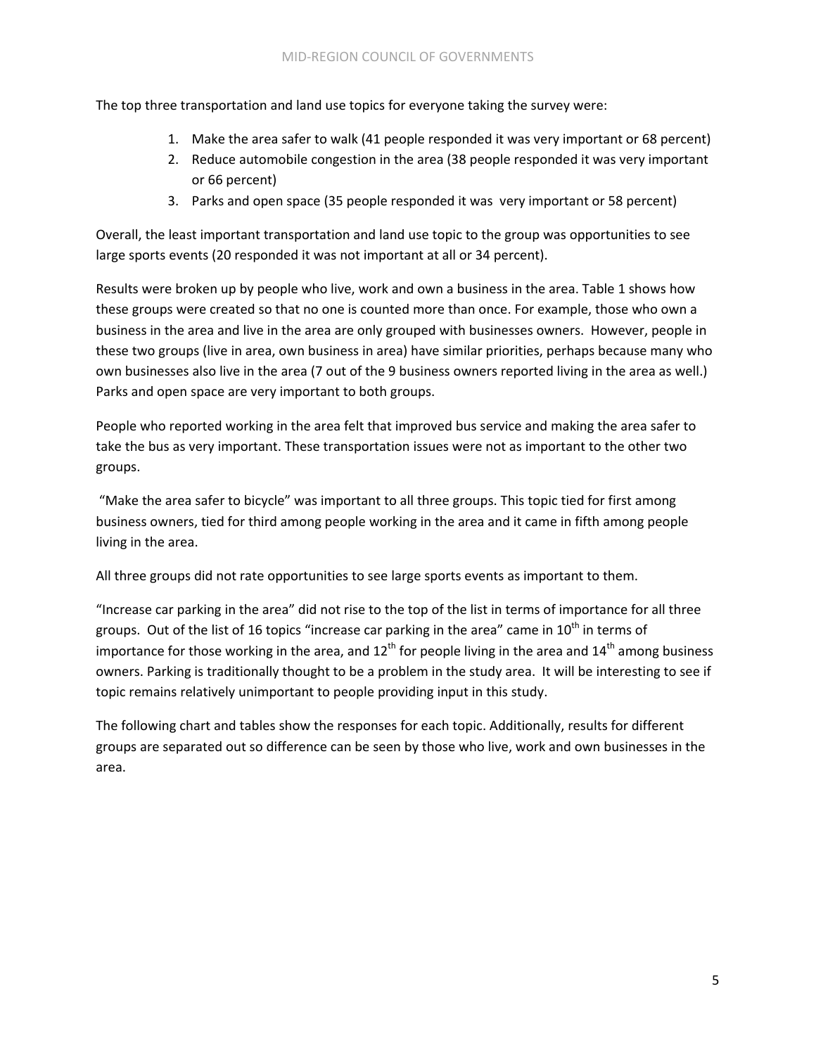The top three transportation and land use topics for everyone taking the survey were:

1. Make the area safer to walk (41 people responded it was very important or 68 percent)
2. Reduce automobile congestion in the area (38 people responded it was very important or 66 percent)
3. Parks and open space (35 people responded it was very important or 58 percent)

Overall, the least important transportation and land use topic to the group was opportunities to see large sports events (20 responded it was not important at all or 34 percent).

Results were broken up by people who live, work and own a business in the area. Table 1 shows how these groups were created so that no one is counted more than once. For example, those who own a business in the area and live in the area are only grouped with businesses owners. However, people in these two groups (live in area, own business in area) have similar priorities, perhaps because many who own businesses also live in the area (7 out of the 9 business owners reported living in the area as well.) Parks and open space are very important to both groups.

People who reported working in the area felt that improved bus service and making the area safer to take the bus as very important. These transportation issues were not as important to the other two groups.

"Make the area safer to bicycle" was important to all three groups. This topic tied for first among business owners, tied for third among people working in the area and it came in fifth among people living in the area.

All three groups did not rate opportunities to see large sports events as important to them.

"Increase car parking in the area" did not rise to the top of the list in terms of importance for all three groups. Out of the list of 16 topics "increase car parking in the area" came in 10th in terms of importance for those working in the area, and 12th for people living in the area and 14th among business owners. Parking is traditionally thought to be a problem in the study area. It will be interesting to see if topic remains relatively unimportant to people providing input in this study.

The following chart and tables show the responses for each topic. Additionally, results for different groups are separated out so difference can be seen by those who live, work and own businesses in the area.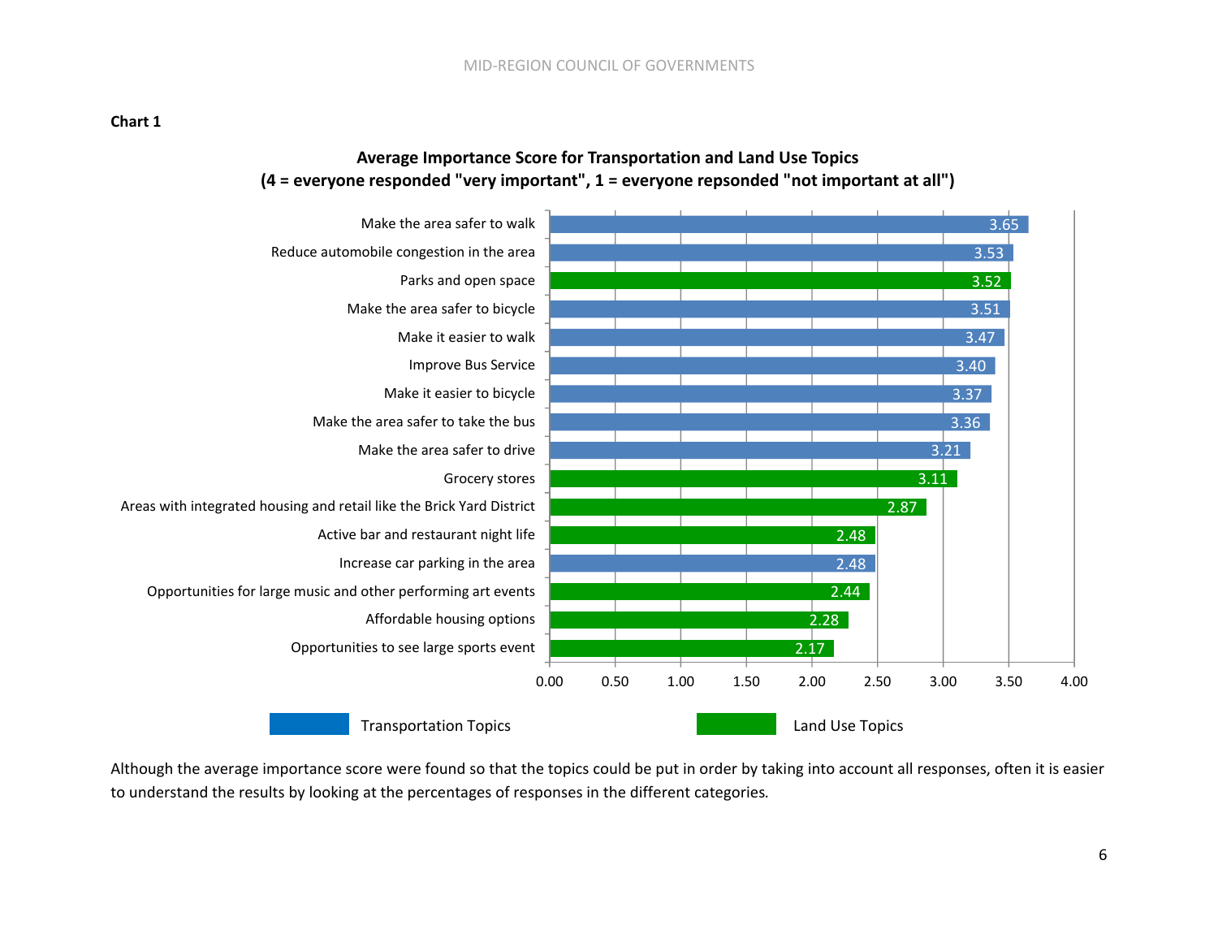**Chart 1**

**Average Importance Score for Transportation and Land Use Topics**
**(4 = everyone responded "very important", 1 = everyone repsonded "not important at all")**

| Topic | Score | Category |
|---|---|---|
| Make the area safer to walk | 3.65 | Transportation Topics |
| Reduce automobile congestion in the area | 3.53 | Transportation Topics |
| Parks and open space | 3.52 | Land Use Topics |
| Make the area safer to bicycle | 3.51 | Transportation Topics |
| Make it easier to walk | 3.47 | Transportation Topics |
| Improve Bus Service | 3.40 | Transportation Topics |
| Make it easier to bicycle | 3.37 | Transportation Topics |
| Make the area safer to take the bus | 3.36 | Transportation Topics |
| Make the area safer to drive | 3.21 | Transportation Topics |
| Grocery stores | 3.11 | Land Use Topics |
| Areas with integrated housing and retail like the Brick Yard District | 2.87 | Land Use Topics |
| Active bar and restaurant night life | 2.48 | Land Use Topics |
| Increase car parking in the area | 2.48 | Transportation Topics |
| Opportunities for large music and other performing art events | 2.44 | Land Use Topics |
| Affordable housing options | 2.28 | Land Use Topics |
| Opportunities to see large sports event | 2.17 | Land Use Topics |

Although the average importance score were found so that the topics could be put in order by taking into account all responses, often it is easier to understand the results by looking at the percentages of responses in the different categories.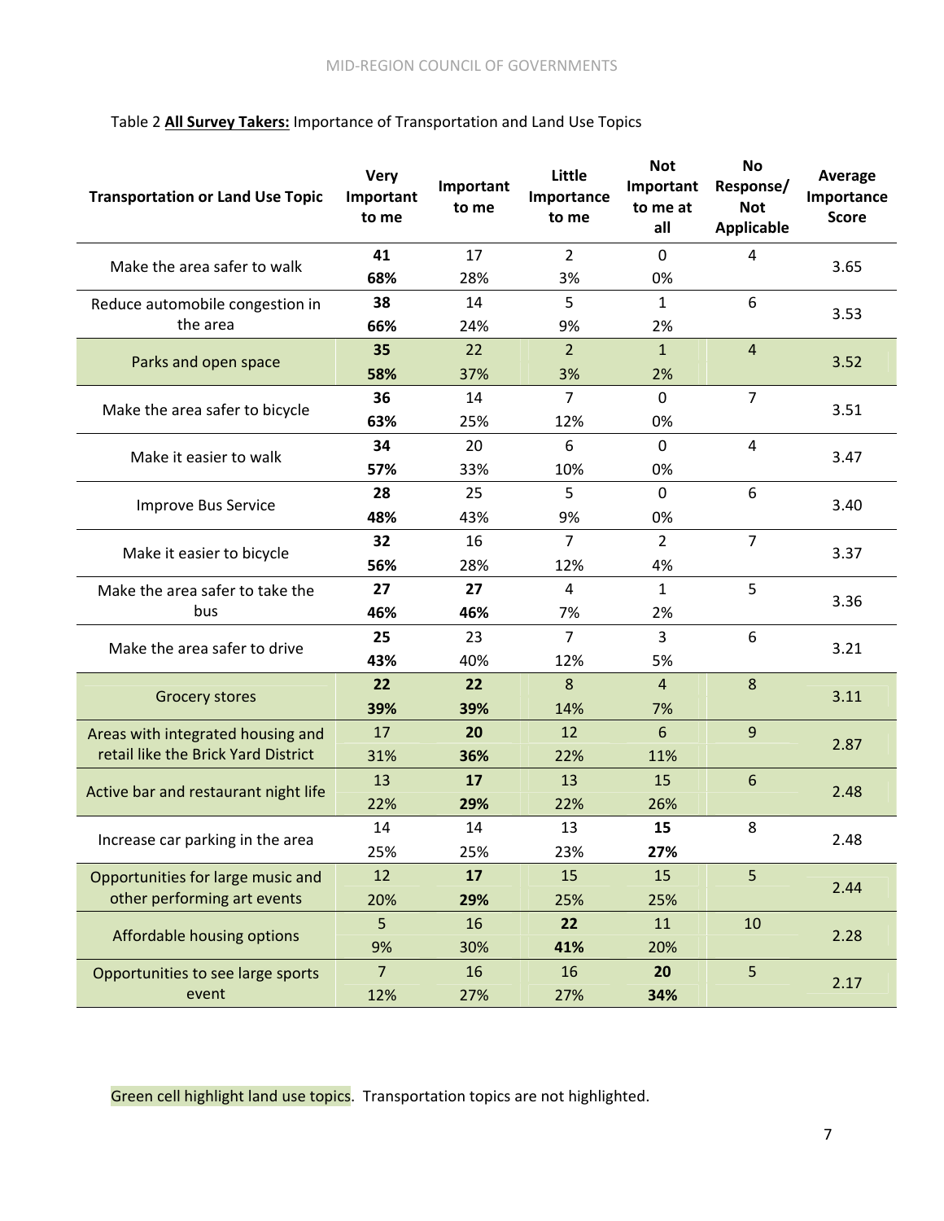Table 2 **All Survey Takers:** Importance of Transportation and Land Use Topics

| Transportation or Land Use Topic | Very Important to me | Important to me | Little Importance to me | Not Important to me at all | No Response/ Not Applicable | Average Importance Score |
|---|---|---|---|---|---|---|
| Make the area safer to walk | **41**<br>**68%** | 17<br>28% | 2<br>3% | 0<br>0% | 4 | 3.65 |
| Reduce automobile congestion in the area | **38**<br>**66%** | 14<br>24% | 5<br>9% | 1<br>2% | 6 | 3.53 |
| Parks and open space | **35**<br>**58%** | 22<br>37% | 2<br>3% | 1<br>2% | 4 | 3.52 |
| Make the area safer to bicycle | **36**<br>**63%** | 14<br>25% | 7<br>12% | 0<br>0% | 7 | 3.51 |
| Make it easier to walk | **34**<br>**57%** | 20<br>33% | 6<br>10% | 0<br>0% | 4 | 3.47 |
| Improve Bus Service | **28**<br>**48%** | 25<br>43% | 5<br>9% | 0<br>0% | 6 | 3.40 |
| Make it easier to bicycle | **32**<br>**56%** | 16<br>28% | 7<br>12% | 2<br>4% | 7 | 3.37 |
| Make the area safer to take the bus | **27**<br>**46%** | **27**<br>**46%** | 4<br>7% | 1<br>2% | 5 | 3.36 |
| Make the area safer to drive | **25**<br>**43%** | 23<br>40% | 7<br>12% | 3<br>5% | 6 | 3.21 |
| Grocery stores | **22**<br>**39%** | **22**<br>**39%** | 8<br>14% | 4<br>7% | 8 | 3.11 |
| Areas with integrated housing and retail like the Brick Yard District | 17<br>31% | **20**<br>**36%** | 12<br>22% | 6<br>11% | 9 | 2.87 |
| Active bar and restaurant night life | 13<br>22% | **17**<br>**29%** | 13<br>22% | 15<br>26% | 6 | 2.48 |
| Increase car parking in the area | 14<br>25% | 14<br>25% | 13<br>23% | **15**<br>**27%** | 8 | 2.48 |
| Opportunities for large music and other performing art events | 12<br>20% | **17**<br>**29%** | 15<br>25% | 15<br>25% | 5 | 2.44 |
| Affordable housing options | 5<br>9% | 16<br>30% | **22**<br>**41%** | 11<br>20% | 10 | 2.28 |
| Opportunities to see large sports event | 7<br>12% | 16<br>27% | 16<br>27% | **20**<br>**34%** | 5 | 2.17 |

Green cell highlight land use topics. Transportation topics are not highlighted.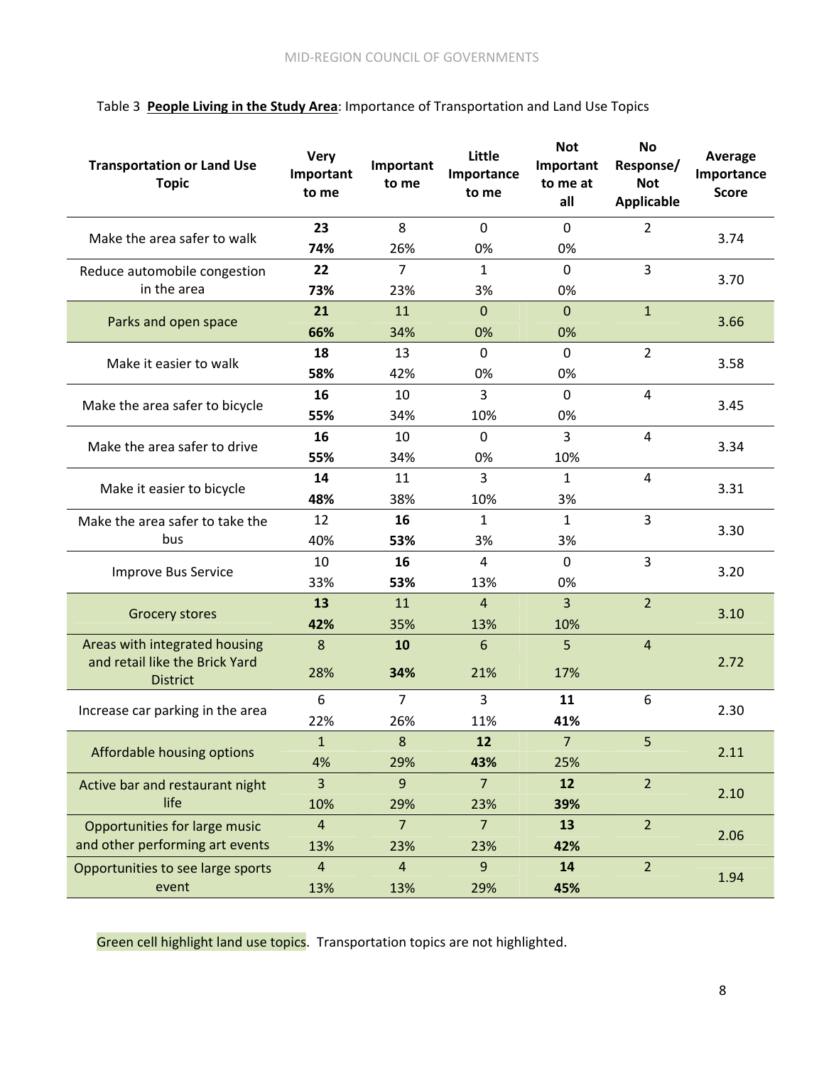Table 3 **People Living in the Study Area**: Importance of Transportation and Land Use Topics

| Transportation or Land Use Topic | Very Important to me | Important to me | Little Importance to me | Not Important to me at all | No Response/ Not Applicable | Average Importance Score |
|---|---|---|---|---|---|---|
| Make the area safer to walk | **23** | 8 | 0 | 0 | 2 | 3.74 |
| | **74%** | 26% | 0% | 0% | | |
| Reduce automobile congestion in the area | **22** | 7 | 1 | 0 | 3 | 3.70 |
| | **73%** | 23% | 3% | 0% | | |
| Parks and open space | **21** | 11 | 0 | 0 | 1 | 3.66 |
| | **66%** | 34% | 0% | 0% | | |
| Make it easier to walk | **18** | 13 | 0 | 0 | 2 | 3.58 |
| | **58%** | 42% | 0% | 0% | | |
| Make the area safer to bicycle | **16** | 10 | 3 | 0 | 4 | 3.45 |
| | **55%** | 34% | 10% | 0% | | |
| Make the area safer to drive | **16** | 10 | 0 | 3 | 4 | 3.34 |
| | **55%** | 34% | 0% | 10% | | |
| Make it easier to bicycle | **14** | 11 | 3 | 1 | 4 | 3.31 |
| | **48%** | 38% | 10% | 3% | | |
| Make the area safer to take the bus | 12 | **16** | 1 | 1 | 3 | 3.30 |
| | 40% | **53%** | 3% | 3% | | |
| Improve Bus Service | 10 | **16** | 4 | 0 | 3 | 3.20 |
| | 33% | **53%** | 13% | 0% | | |
| Grocery stores | **13** | 11 | 4 | 3 | 2 | 3.10 |
| | **42%** | 35% | 13% | 10% | | |
| Areas with integrated housing and retail like the Brick Yard District | 8 | **10** | 6 | 5 | 4 | 2.72 |
| | 28% | **34%** | 21% | 17% | | |
| Increase car parking in the area | 6 | 7 | 3 | **11** | 6 | 2.30 |
| | 22% | 26% | 11% | **41%** | | |
| Affordable housing options | 1 | 8 | **12** | 7 | 5 | 2.11 |
| | 4% | 29% | **43%** | 25% | | |
| Active bar and restaurant night life | 3 | 9 | 7 | **12** | 2 | 2.10 |
| | 10% | 29% | 23% | **39%** | | |
| Opportunities for large music and other performing art events | 4 | 7 | 7 | **13** | 2 | 2.06 |
| | 13% | 23% | 23% | **42%** | | |
| Opportunities to see large sports event | 4 | 4 | 9 | **14** | 2 | 1.94 |
| | 13% | 13% | 29% | **45%** | | |

Green cell highlight land use topics. Transportation topics are not highlighted.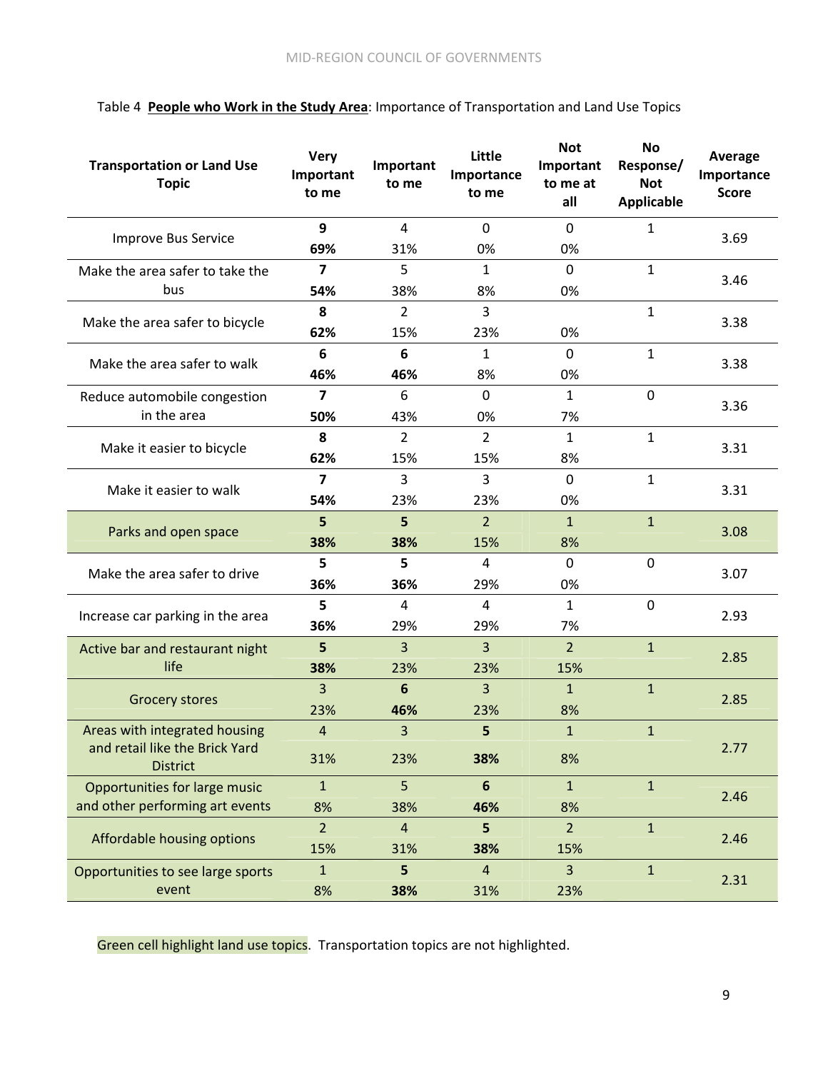Table 4 **People who Work in the Study Area**: Importance of Transportation and Land Use Topics

| Transportation or Land Use Topic | Very Important to me | Important to me | Little Importance to me | Not Important to me at all | No Response/ Not Applicable | Average Importance Score |
|---|---|---|---|---|---|---|
| Improve Bus Service | **9**<br>**69%** | 4<br>31% | 0<br>0% | 0<br>0% | 1 | 3.69 |
| Make the area safer to take the bus | **7**<br>**54%** | 5<br>38% | 1<br>8% | 0<br>0% | 1 | 3.46 |
| Make the area safer to bicycle | **8**<br>**62%** | 2<br>15% | 3<br>23% | <br>0% | 1 | 3.38 |
| Make the area safer to walk | **6**<br>**46%** | **6**<br>**46%** | 1<br>8% | 0<br>0% | 1 | 3.38 |
| Reduce automobile congestion in the area | **7**<br>**50%** | 6<br>43% | 0<br>0% | 1<br>7% | 0 | 3.36 |
| Make it easier to bicycle | **8**<br>**62%** | 2<br>15% | 2<br>15% | 1<br>8% | 1 | 3.31 |
| Make it easier to walk | **7**<br>**54%** | 3<br>23% | 3<br>23% | 0<br>0% | 1 | 3.31 |
| Parks and open space | **5**<br>**38%** | **5**<br>**38%** | 2<br>15% | 1<br>8% | 1 | 3.08 |
| Make the area safer to drive | **5**<br>**36%** | **5**<br>**36%** | 4<br>29% | 0<br>0% | 0 | 3.07 |
| Increase car parking in the area | **5**<br>**36%** | 4<br>29% | 4<br>29% | 1<br>7% | 0 | 2.93 |
| Active bar and restaurant night life | **5**<br>**38%** | 3<br>23% | 3<br>23% | 2<br>15% | 1 | 2.85 |
| Grocery stores | 3<br>23% | **6**<br>**46%** | 3<br>23% | 1<br>8% | 1 | 2.85 |
| Areas with integrated housing and retail like the Brick Yard District | 4<br>31% | 3<br>23% | **5**<br>**38%** | 1<br>8% | 1 | 2.77 |
| Opportunities for large music and other performing art events | 1<br>8% | 5<br>38% | **6**<br>**46%** | 1<br>8% | 1 | 2.46 |
| Affordable housing options | 2<br>15% | 4<br>31% | **5**<br>**38%** | 2<br>15% | 1 | 2.46 |
| Opportunities to see large sports event | 1<br>8% | **5**<br>**38%** | 4<br>31% | 3<br>23% | 1 | 2.31 |

Green cell highlight land use topics. Transportation topics are not highlighted.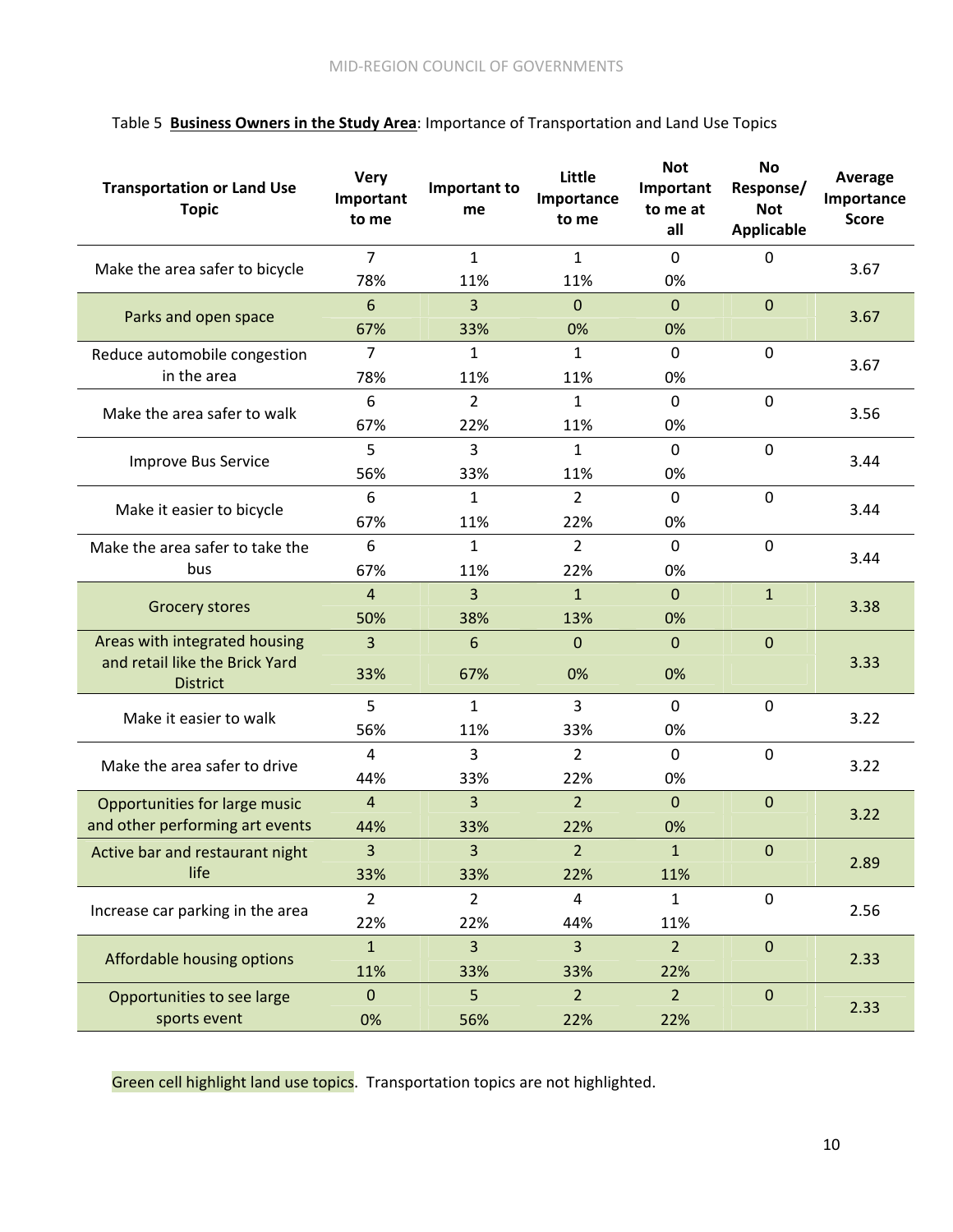Table 5 **Business Owners in the Study Area**: Importance of Transportation and Land Use Topics

| Transportation or Land Use Topic | Very Important to me | Important to me | Little Importance to me | Not Important to me at all | No Response/ Not Applicable | Average Importance Score |
|---|---|---|---|---|---|---|
| Make the area safer to bicycle | 7<br>78% | 1<br>11% | 1<br>11% | 0<br>0% | 0 | 3.67 |
| Parks and open space | 6<br>67% | 3<br>33% | 0<br>0% | 0<br>0% | 0 | 3.67 |
| Reduce automobile congestion in the area | 7<br>78% | 1<br>11% | 1<br>11% | 0<br>0% | 0 | 3.67 |
| Make the area safer to walk | 6<br>67% | 2<br>22% | 1<br>11% | 0<br>0% | 0 | 3.56 |
| Improve Bus Service | 5<br>56% | 3<br>33% | 1<br>11% | 0<br>0% | 0 | 3.44 |
| Make it easier to bicycle | 6<br>67% | 1<br>11% | 2<br>22% | 0<br>0% | 0 | 3.44 |
| Make the area safer to take the bus | 6<br>67% | 1<br>11% | 2<br>22% | 0<br>0% | 0 | 3.44 |
| Grocery stores | 4<br>50% | 3<br>38% | 1<br>13% | 0<br>0% | 1 | 3.38 |
| Areas with integrated housing and retail like the Brick Yard District | 3<br>33% | 6<br>67% | 0<br>0% | 0<br>0% | 0 | 3.33 |
| Make it easier to walk | 5<br>56% | 1<br>11% | 3<br>33% | 0<br>0% | 0 | 3.22 |
| Make the area safer to drive | 4<br>44% | 3<br>33% | 2<br>22% | 0<br>0% | 0 | 3.22 |
| Opportunities for large music and other performing art events | 4<br>44% | 3<br>33% | 2<br>22% | 0<br>0% | 0 | 3.22 |
| Active bar and restaurant night life | 3<br>33% | 3<br>33% | 2<br>22% | 1<br>11% | 0 | 2.89 |
| Increase car parking in the area | 2<br>22% | 2<br>22% | 4<br>44% | 1<br>11% | 0 | 2.56 |
| Affordable housing options | 1<br>11% | 3<br>33% | 3<br>33% | 2<br>22% | 0 | 2.33 |
| Opportunities to see large sports event | 0<br>0% | 5<br>56% | 2<br>22% | 2<br>22% | 0 | 2.33 |

Green cell highlight land use topics. Transportation topics are not highlighted.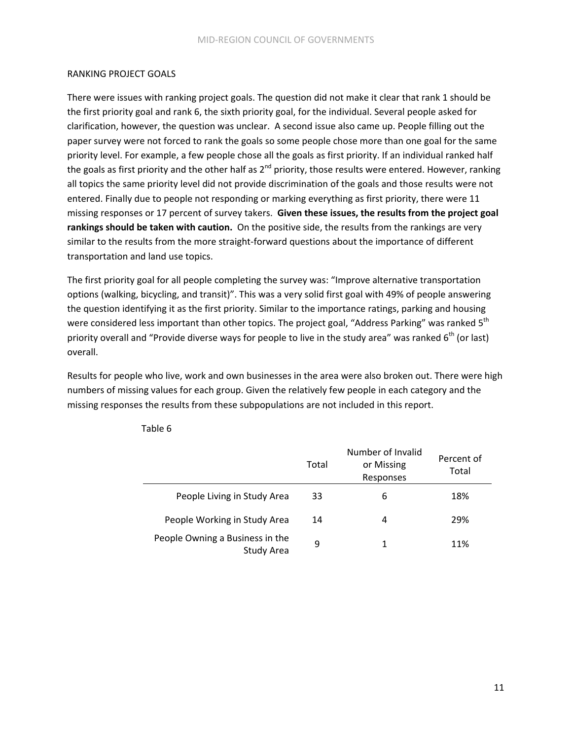## RANKING PROJECT GOALS

There were issues with ranking project goals. The question did not make it clear that rank 1 should be the first priority goal and rank 6, the sixth priority goal, for the individual. Several people asked for clarification, however, the question was unclear. A second issue also came up. People filling out the paper survey were not forced to rank the goals so some people chose more than one goal for the same priority level. For example, a few people chose all the goals as first priority. If an individual ranked half the goals as first priority and the other half as 2nd priority, those results were entered. However, ranking all topics the same priority level did not provide discrimination of the goals and those results were not entered. Finally due to people not responding or marking everything as first priority, there were 11 missing responses or 17 percent of survey takers. **Given these issues, the results from the project goal rankings should be taken with caution.** On the positive side, the results from the rankings are very similar to the results from the more straight-forward questions about the importance of different transportation and land use topics.

The first priority goal for all people completing the survey was: "Improve alternative transportation options (walking, bicycling, and transit)". This was a very solid first goal with 49% of people answering the question identifying it as the first priority. Similar to the importance ratings, parking and housing were considered less important than other topics. The project goal, "Address Parking" was ranked 5th priority overall and "Provide diverse ways for people to live in the study area" was ranked 6th (or last) overall.

Results for people who live, work and own businesses in the area were also broken out. There were high numbers of missing values for each group. Given the relatively few people in each category and the missing responses the results from these subpopulations are not included in this report.

Table 6

| | Total | Number of Invalid or Missing Responses | Percent of Total |
|---|---|---|---|
| People Living in Study Area | 33 | 6 | 18% |
| People Working in Study Area | 14 | 4 | 29% |
| People Owning a Business in the Study Area | 9 | 1 | 11% |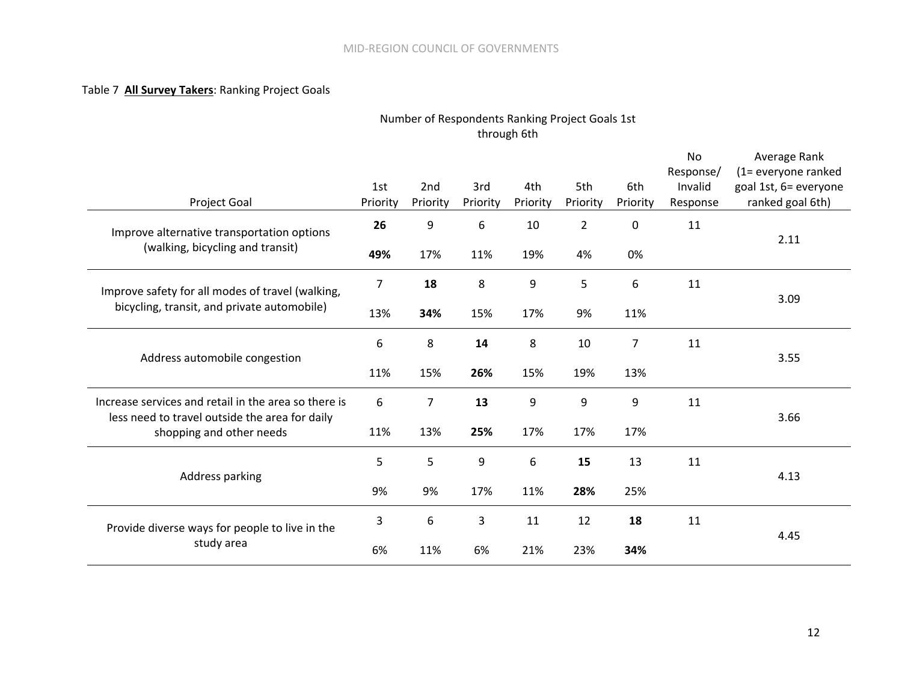Table 7 **All Survey Takers**: Ranking Project Goals

| Project Goal | Number of Respondents Ranking Project Goals 1st through 6th | | | | | | | |
|---|---|---|---|---|---|---|---|---|
| | 1st Priority | 2nd Priority | 3rd Priority | 4th Priority | 5th Priority | 6th Priority | No Response/ Invalid Response | Average Rank (1= everyone ranked goal 1st, 6= everyone ranked goal 6th) |
| Improve alternative transportation options (walking, bicycling and transit) | **26** | 9 | 6 | 10 | 2 | 0 | 11 | 2.11 |
| | **49%** | 17% | 11% | 19% | 4% | 0% | | |
| Improve safety for all modes of travel (walking, bicycling, transit, and private automobile) | 7 | **18** | 8 | 9 | 5 | 6 | 11 | 3.09 |
| | 13% | **34%** | 15% | 17% | 9% | 11% | | |
| Address automobile congestion | 6 | 8 | **14** | 8 | 10 | 7 | 11 | 3.55 |
| | 11% | 15% | **26%** | 15% | 19% | 13% | | |
| Increase services and retail in the area so there is less need to travel outside the area for daily shopping and other needs | 6 | 7 | **13** | 9 | 9 | 9 | 11 | 3.66 |
| | 11% | 13% | **25%** | 17% | 17% | 17% | | |
| Address parking | 5 | 5 | 9 | 6 | **15** | 13 | 11 | 4.13 |
| | 9% | 9% | 17% | 11% | **28%** | 25% | | |
| Provide diverse ways for people to live in the study area | 3 | 6 | 3 | 11 | 12 | **18** | 11 | 4.45 |
| | 6% | 11% | 6% | 21% | 23% | **34%** | | |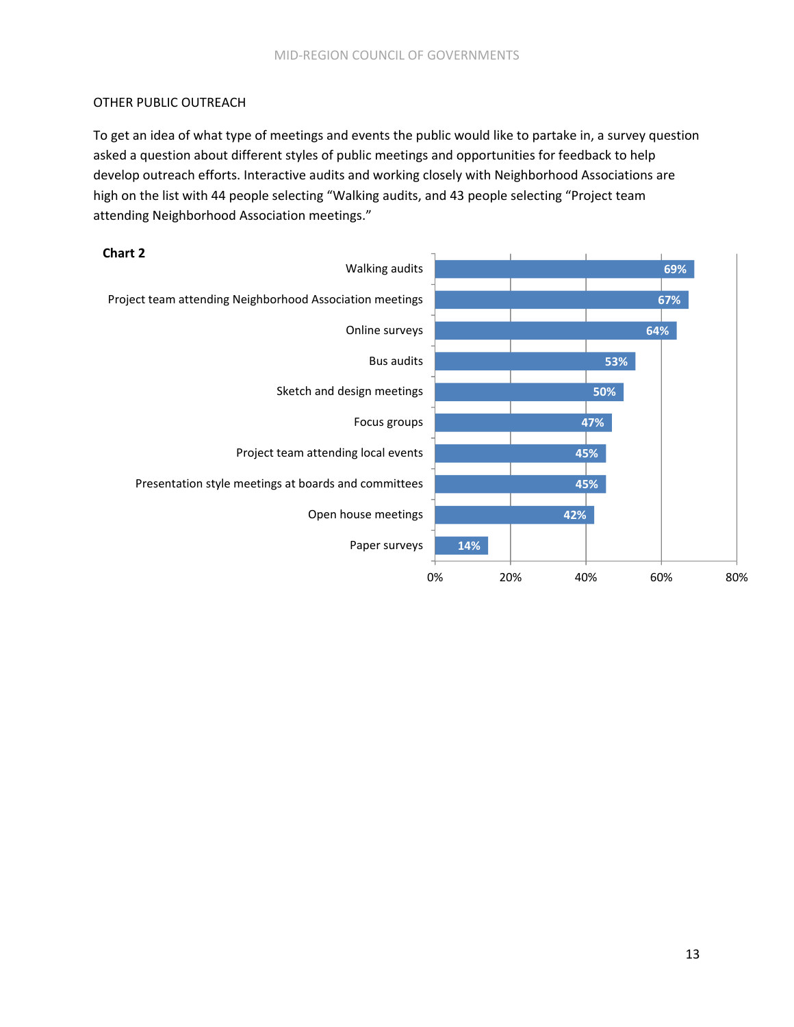## OTHER PUBLIC OUTREACH

To get an idea of what type of meetings and events the public would like to partake in, a survey question asked a question about different styles of public meetings and opportunities for feedback to help develop outreach efforts. Interactive audits and working closely with Neighborhood Associations are high on the list with 44 people selecting "Walking audits, and 43 people selecting "Project team attending Neighborhood Association meetings."

**Chart 2**

| Outreach type | Percent |
|---|---|
| Walking audits | 69% |
| Project team attending Neighborhood Association meetings | 67% |
| Online surveys | 64% |
| Bus audits | 53% |
| Sketch and design meetings | 50% |
| Focus groups | 47% |
| Project team attending local events | 45% |
| Presentation style meetings at boards and committees | 45% |
| Open house meetings | 42% |
| Paper surveys | 14% |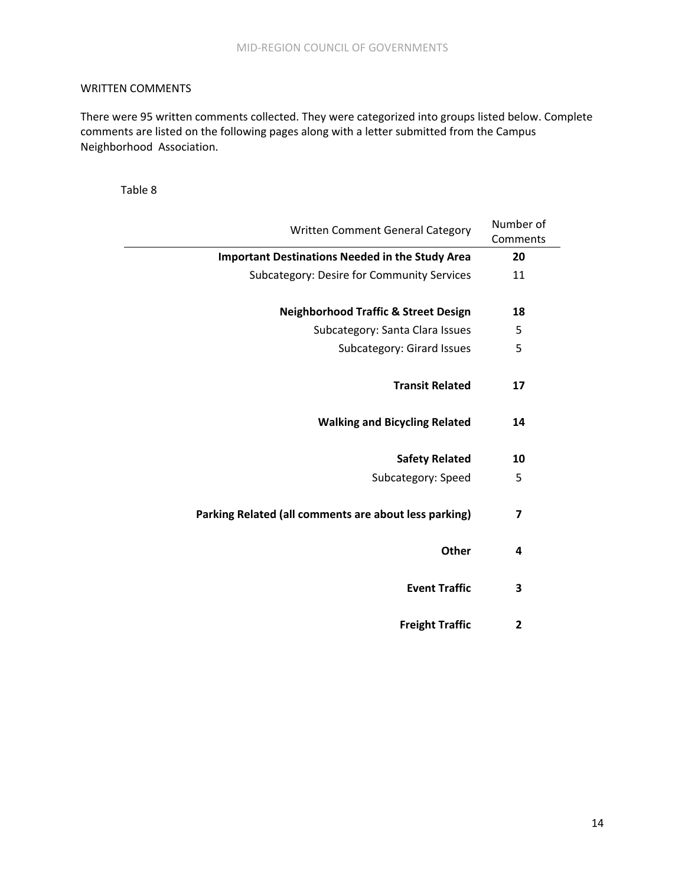WRITTEN COMMENTS

There were 95 written comments collected. They were categorized into groups listed below. Complete comments are listed on the following pages along with a letter submitted from the Campus Neighborhood Association.

Table 8

| Written Comment General Category | Number of Comments |
|---|---|
| **Important Destinations Needed in the Study Area** | **20** |
| Subcategory: Desire for Community Services | 11 |
| **Neighborhood Traffic & Street Design** | **18** |
| Subcategory: Santa Clara Issues | 5 |
| Subcategory: Girard Issues | 5 |
| **Transit Related** | **17** |
| **Walking and Bicycling Related** | **14** |
| **Safety Related** | **10** |
| Subcategory: Speed | 5 |
| **Parking Related (all comments are about less parking)** | **7** |
| **Other** | **4** |
| **Event Traffic** | **3** |
| **Freight Traffic** | **2** |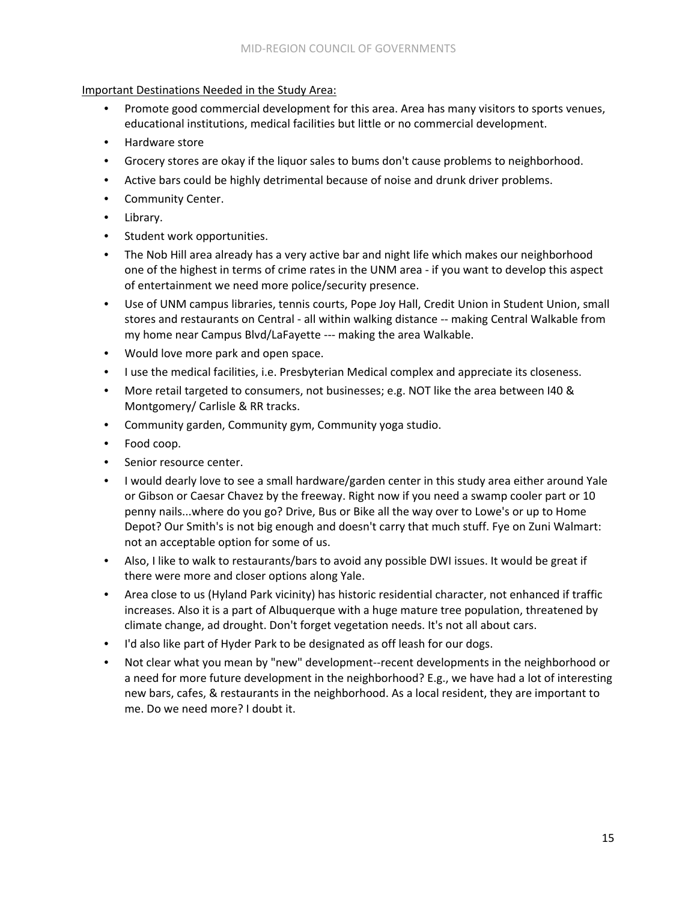<u>Important Destinations Needed in the Study Area:</u>

- Promote good commercial development for this area. Area has many visitors to sports venues, educational institutions, medical facilities but little or no commercial development.
- Hardware store
- Grocery stores are okay if the liquor sales to bums don't cause problems to neighborhood.
- Active bars could be highly detrimental because of noise and drunk driver problems.
- Community Center.
- Library.
- Student work opportunities.
- The Nob Hill area already has a very active bar and night life which makes our neighborhood one of the highest in terms of crime rates in the UNM area - if you want to develop this aspect of entertainment we need more police/security presence.
- Use of UNM campus libraries, tennis courts, Pope Joy Hall, Credit Union in Student Union, small stores and restaurants on Central - all within walking distance -- making Central Walkable from my home near Campus Blvd/LaFayette --- making the area Walkable.
- Would love more park and open space.
- I use the medical facilities, i.e. Presbyterian Medical complex and appreciate its closeness.
- More retail targeted to consumers, not businesses; e.g. NOT like the area between I40 & Montgomery/ Carlisle & RR tracks.
- Community garden, Community gym, Community yoga studio.
- Food coop.
- Senior resource center.
- I would dearly love to see a small hardware/garden center in this study area either around Yale or Gibson or Caesar Chavez by the freeway. Right now if you need a swamp cooler part or 10 penny nails...where do you go? Drive, Bus or Bike all the way over to Lowe's or up to Home Depot? Our Smith's is not big enough and doesn't carry that much stuff. Fye on Zuni Walmart: not an acceptable option for some of us.
- Also, I like to walk to restaurants/bars to avoid any possible DWI issues. It would be great if there were more and closer options along Yale.
- Area close to us (Hyland Park vicinity) has historic residential character, not enhanced if traffic increases. Also it is a part of Albuquerque with a huge mature tree population, threatened by climate change, ad drought. Don't forget vegetation needs. It's not all about cars.
- I'd also like part of Hyder Park to be designated as off leash for our dogs.
- Not clear what you mean by "new" development--recent developments in the neighborhood or a need for more future development in the neighborhood? E.g., we have had a lot of interesting new bars, cafes, & restaurants in the neighborhood. As a local resident, they are important to me. Do we need more? I doubt it.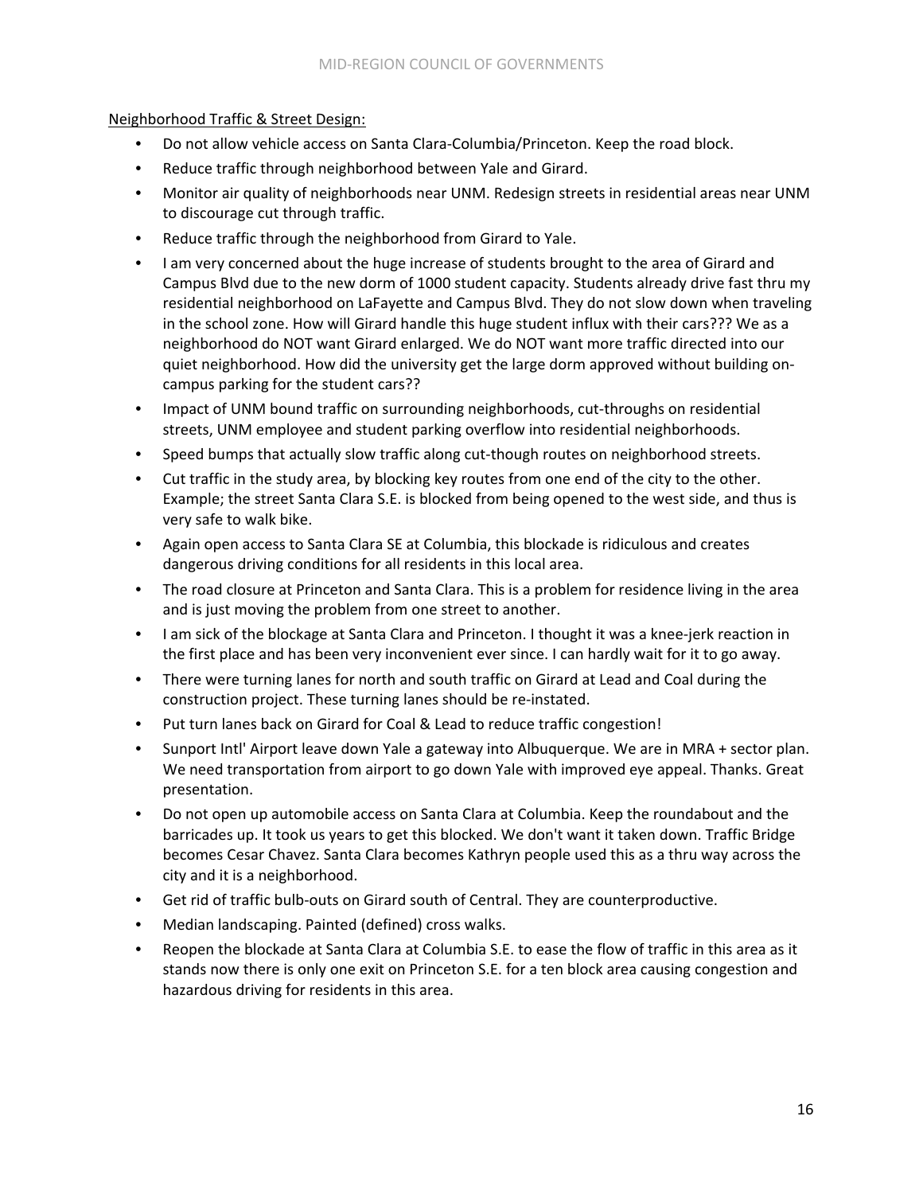Neighborhood Traffic & Street Design:

- Do not allow vehicle access on Santa Clara-Columbia/Princeton. Keep the road block.
- Reduce traffic through neighborhood between Yale and Girard.
- Monitor air quality of neighborhoods near UNM. Redesign streets in residential areas near UNM to discourage cut through traffic.
- Reduce traffic through the neighborhood from Girard to Yale.
- I am very concerned about the huge increase of students brought to the area of Girard and Campus Blvd due to the new dorm of 1000 student capacity. Students already drive fast thru my residential neighborhood on LaFayette and Campus Blvd. They do not slow down when traveling in the school zone. How will Girard handle this huge student influx with their cars??? We as a neighborhood do NOT want Girard enlarged. We do NOT want more traffic directed into our quiet neighborhood. How did the university get the large dorm approved without building on-campus parking for the student cars??
- Impact of UNM bound traffic on surrounding neighborhoods, cut-throughs on residential streets, UNM employee and student parking overflow into residential neighborhoods.
- Speed bumps that actually slow traffic along cut-though routes on neighborhood streets.
- Cut traffic in the study area, by blocking key routes from one end of the city to the other. Example; the street Santa Clara S.E. is blocked from being opened to the west side, and thus is very safe to walk bike.
- Again open access to Santa Clara SE at Columbia, this blockade is ridiculous and creates dangerous driving conditions for all residents in this local area.
- The road closure at Princeton and Santa Clara. This is a problem for residence living in the area and is just moving the problem from one street to another.
- I am sick of the blockage at Santa Clara and Princeton. I thought it was a knee-jerk reaction in the first place and has been very inconvenient ever since. I can hardly wait for it to go away.
- There were turning lanes for north and south traffic on Girard at Lead and Coal during the construction project. These turning lanes should be re-instated.
- Put turn lanes back on Girard for Coal & Lead to reduce traffic congestion!
- Sunport Intl' Airport leave down Yale a gateway into Albuquerque. We are in MRA + sector plan. We need transportation from airport to go down Yale with improved eye appeal. Thanks. Great presentation.
- Do not open up automobile access on Santa Clara at Columbia. Keep the roundabout and the barricades up. It took us years to get this blocked. We don't want it taken down. Traffic Bridge becomes Cesar Chavez. Santa Clara becomes Kathryn people used this as a thru way across the city and it is a neighborhood.
- Get rid of traffic bulb-outs on Girard south of Central. They are counterproductive.
- Median landscaping. Painted (defined) cross walks.
- Reopen the blockade at Santa Clara at Columbia S.E. to ease the flow of traffic in this area as it stands now there is only one exit on Princeton S.E. for a ten block area causing congestion and hazardous driving for residents in this area.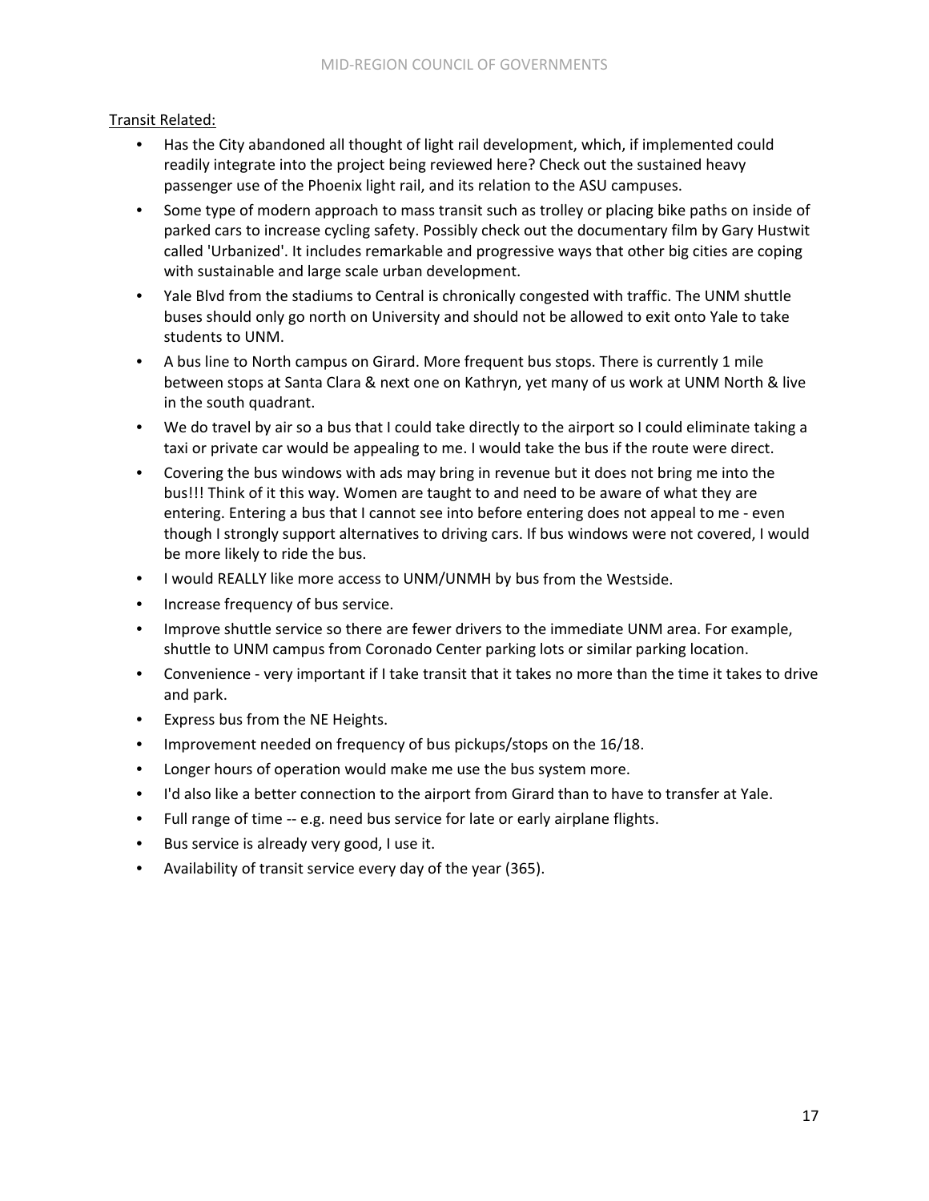<u>Transit Related:</u>

- Has the City abandoned all thought of light rail development, which, if implemented could readily integrate into the project being reviewed here? Check out the sustained heavy passenger use of the Phoenix light rail, and its relation to the ASU campuses.
- Some type of modern approach to mass transit such as trolley or placing bike paths on inside of parked cars to increase cycling safety. Possibly check out the documentary film by Gary Hustwit called 'Urbanized'. It includes remarkable and progressive ways that other big cities are coping with sustainable and large scale urban development.
- Yale Blvd from the stadiums to Central is chronically congested with traffic. The UNM shuttle buses should only go north on University and should not be allowed to exit onto Yale to take students to UNM.
- A bus line to North campus on Girard. More frequent bus stops. There is currently 1 mile between stops at Santa Clara & next one on Kathryn, yet many of us work at UNM North & live in the south quadrant.
- We do travel by air so a bus that I could take directly to the airport so I could eliminate taking a taxi or private car would be appealing to me. I would take the bus if the route were direct.
- Covering the bus windows with ads may bring in revenue but it does not bring me into the bus!!! Think of it this way. Women are taught to and need to be aware of what they are entering. Entering a bus that I cannot see into before entering does not appeal to me - even though I strongly support alternatives to driving cars. If bus windows were not covered, I would be more likely to ride the bus.
- I would REALLY like more access to UNM/UNMH by bus from the Westside.
- Increase frequency of bus service.
- Improve shuttle service so there are fewer drivers to the immediate UNM area. For example, shuttle to UNM campus from Coronado Center parking lots or similar parking location.
- Convenience - very important if I take transit that it takes no more than the time it takes to drive and park.
- Express bus from the NE Heights.
- Improvement needed on frequency of bus pickups/stops on the 16/18.
- Longer hours of operation would make me use the bus system more.
- I'd also like a better connection to the airport from Girard than to have to transfer at Yale.
- Full range of time -- e.g. need bus service for late or early airplane flights.
- Bus service is already very good, I use it.
- Availability of transit service every day of the year (365).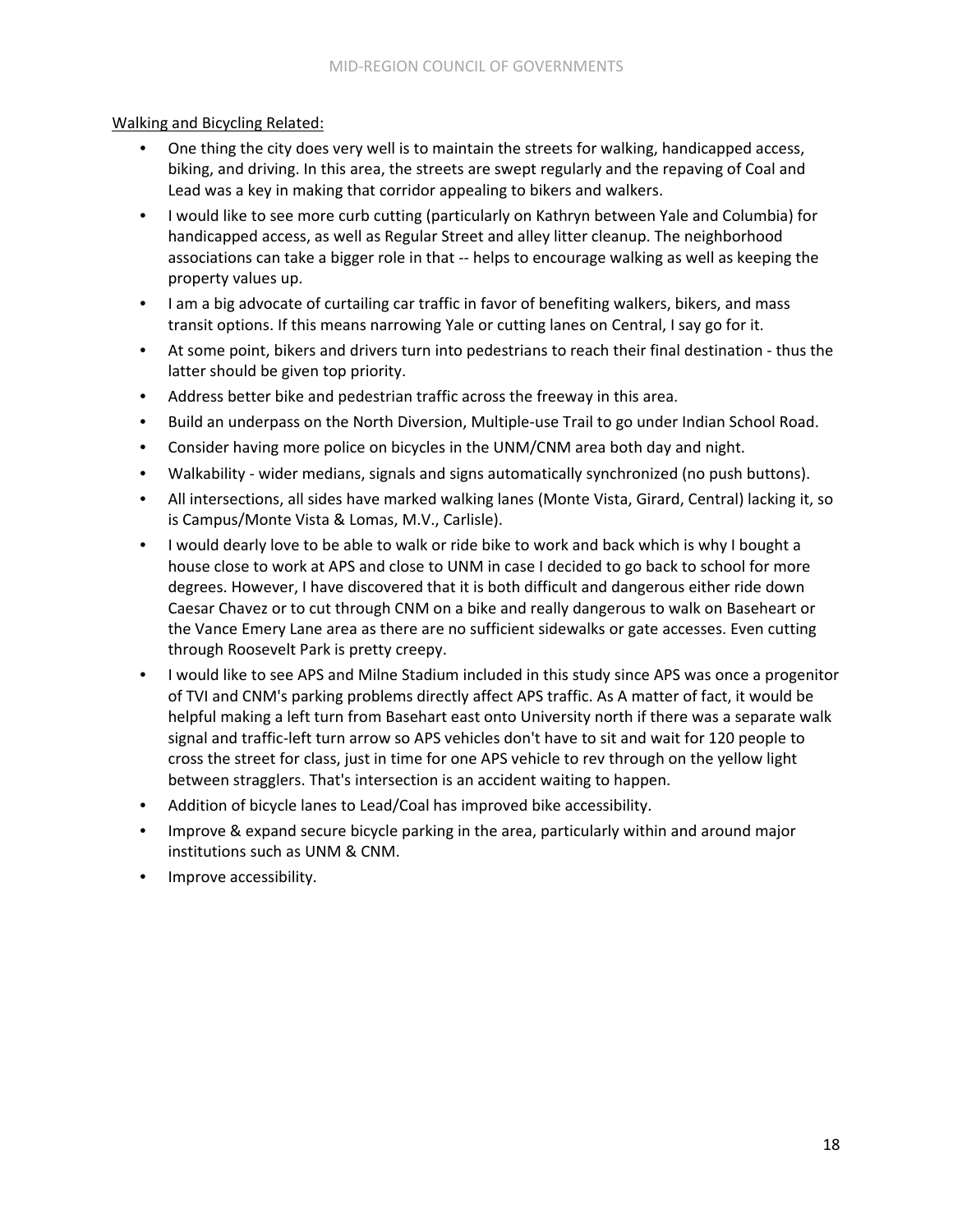<u>Walking and Bicycling Related:</u>

- One thing the city does very well is to maintain the streets for walking, handicapped access, biking, and driving. In this area, the streets are swept regularly and the repaving of Coal and Lead was a key in making that corridor appealing to bikers and walkers.
- I would like to see more curb cutting (particularly on Kathryn between Yale and Columbia) for handicapped access, as well as Regular Street and alley litter cleanup. The neighborhood associations can take a bigger role in that -- helps to encourage walking as well as keeping the property values up.
- I am a big advocate of curtailing car traffic in favor of benefiting walkers, bikers, and mass transit options. If this means narrowing Yale or cutting lanes on Central, I say go for it.
- At some point, bikers and drivers turn into pedestrians to reach their final destination - thus the latter should be given top priority.
- Address better bike and pedestrian traffic across the freeway in this area.
- Build an underpass on the North Diversion, Multiple-use Trail to go under Indian School Road.
- Consider having more police on bicycles in the UNM/CNM area both day and night.
- Walkability - wider medians, signals and signs automatically synchronized (no push buttons).
- All intersections, all sides have marked walking lanes (Monte Vista, Girard, Central) lacking it, so is Campus/Monte Vista & Lomas, M.V., Carlisle).
- I would dearly love to be able to walk or ride bike to work and back which is why I bought a house close to work at APS and close to UNM in case I decided to go back to school for more degrees. However, I have discovered that it is both difficult and dangerous either ride down Caesar Chavez or to cut through CNM on a bike and really dangerous to walk on Baseheart or the Vance Emery Lane area as there are no sufficient sidewalks or gate accesses. Even cutting through Roosevelt Park is pretty creepy.
- I would like to see APS and Milne Stadium included in this study since APS was once a progenitor of TVI and CNM's parking problems directly affect APS traffic. As A matter of fact, it would be helpful making a left turn from Basehart east onto University north if there was a separate walk signal and traffic-left turn arrow so APS vehicles don't have to sit and wait for 120 people to cross the street for class, just in time for one APS vehicle to rev through on the yellow light between stragglers. That's intersection is an accident waiting to happen.
- Addition of bicycle lanes to Lead/Coal has improved bike accessibility.
- Improve & expand secure bicycle parking in the area, particularly within and around major institutions such as UNM & CNM.
- Improve accessibility.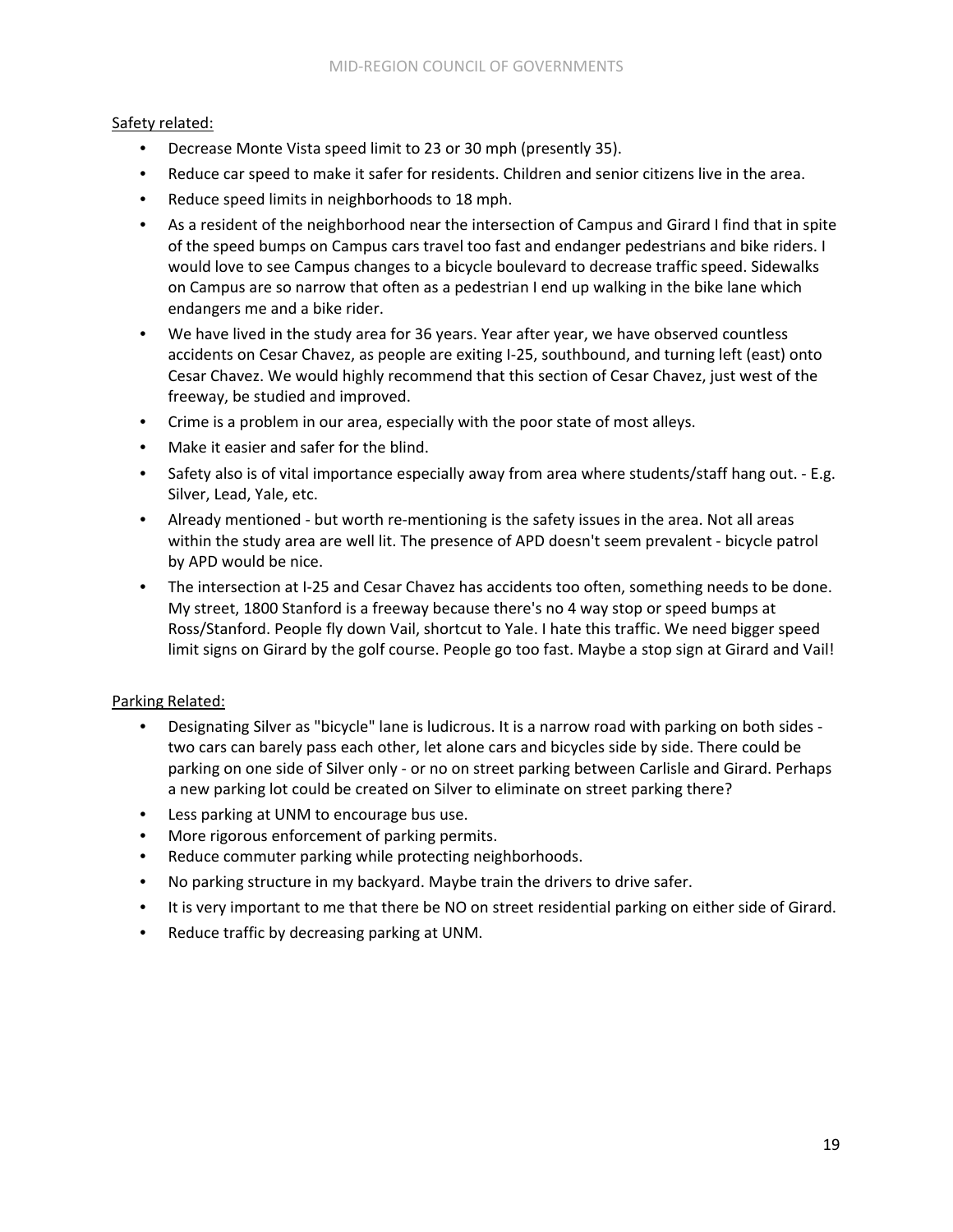Safety related:

- Decrease Monte Vista speed limit to 23 or 30 mph (presently 35).
- Reduce car speed to make it safer for residents. Children and senior citizens live in the area.
- Reduce speed limits in neighborhoods to 18 mph.
- As a resident of the neighborhood near the intersection of Campus and Girard I find that in spite of the speed bumps on Campus cars travel too fast and endanger pedestrians and bike riders. I would love to see Campus changes to a bicycle boulevard to decrease traffic speed. Sidewalks on Campus are so narrow that often as a pedestrian I end up walking in the bike lane which endangers me and a bike rider.
- We have lived in the study area for 36 years. Year after year, we have observed countless accidents on Cesar Chavez, as people are exiting I-25, southbound, and turning left (east) onto Cesar Chavez. We would highly recommend that this section of Cesar Chavez, just west of the freeway, be studied and improved.
- Crime is a problem in our area, especially with the poor state of most alleys.
- Make it easier and safer for the blind.
- Safety also is of vital importance especially away from area where students/staff hang out. - E.g. Silver, Lead, Yale, etc.
- Already mentioned - but worth re-mentioning is the safety issues in the area. Not all areas within the study area are well lit. The presence of APD doesn't seem prevalent - bicycle patrol by APD would be nice.
- The intersection at I-25 and Cesar Chavez has accidents too often, something needs to be done. My street, 1800 Stanford is a freeway because there's no 4 way stop or speed bumps at Ross/Stanford. People fly down Vail, shortcut to Yale. I hate this traffic. We need bigger speed limit signs on Girard by the golf course. People go too fast. Maybe a stop sign at Girard and Vail!

Parking Related:

- Designating Silver as "bicycle" lane is ludicrous. It is a narrow road with parking on both sides - two cars can barely pass each other, let alone cars and bicycles side by side. There could be parking on one side of Silver only - or no on street parking between Carlisle and Girard. Perhaps a new parking lot could be created on Silver to eliminate on street parking there?
- Less parking at UNM to encourage bus use.
- More rigorous enforcement of parking permits.
- Reduce commuter parking while protecting neighborhoods.
- No parking structure in my backyard. Maybe train the drivers to drive safer.
- It is very important to me that there be NO on street residential parking on either side of Girard.
- Reduce traffic by decreasing parking at UNM.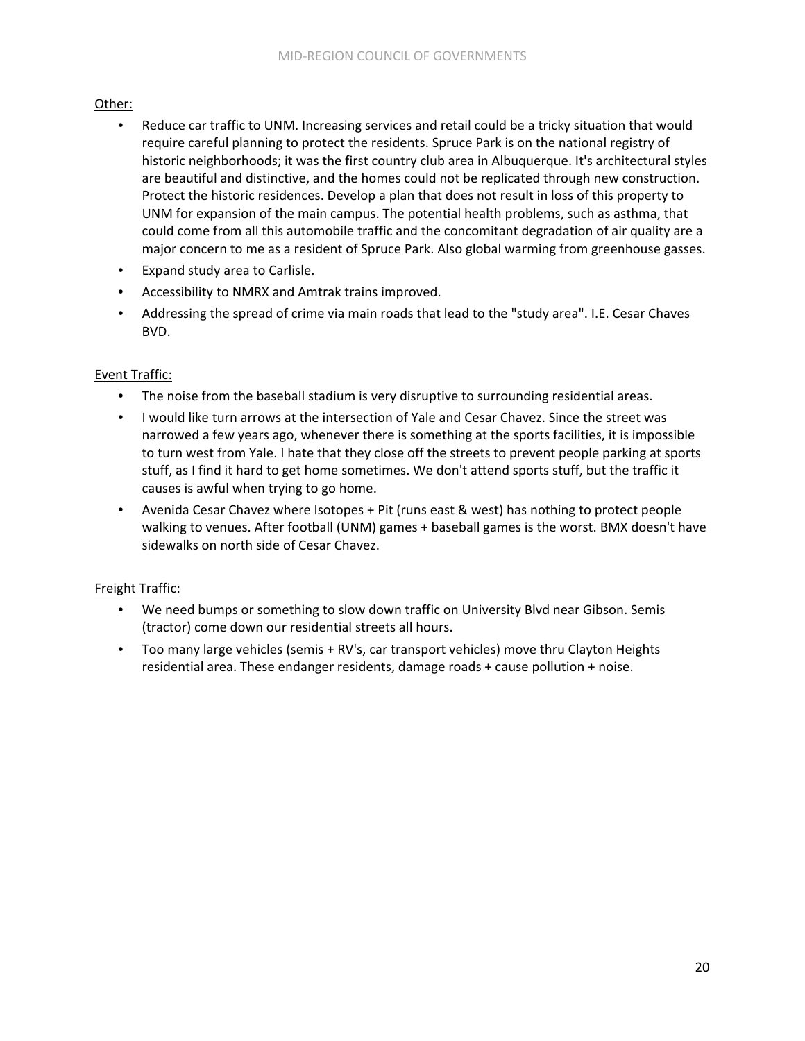<u>Other:</u>

- Reduce car traffic to UNM. Increasing services and retail could be a tricky situation that would require careful planning to protect the residents. Spruce Park is on the national registry of historic neighborhoods; it was the first country club area in Albuquerque. It's architectural styles are beautiful and distinctive, and the homes could not be replicated through new construction. Protect the historic residences. Develop a plan that does not result in loss of this property to UNM for expansion of the main campus. The potential health problems, such as asthma, that could come from all this automobile traffic and the concomitant degradation of air quality are a major concern to me as a resident of Spruce Park. Also global warming from greenhouse gasses.
- Expand study area to Carlisle.
- Accessibility to NMRX and Amtrak trains improved.
- Addressing the spread of crime via main roads that lead to the "study area". I.E. Cesar Chaves BVD.

<u>Event Traffic:</u>

- The noise from the baseball stadium is very disruptive to surrounding residential areas.
- I would like turn arrows at the intersection of Yale and Cesar Chavez. Since the street was narrowed a few years ago, whenever there is something at the sports facilities, it is impossible to turn west from Yale. I hate that they close off the streets to prevent people parking at sports stuff, as I find it hard to get home sometimes. We don't attend sports stuff, but the traffic it causes is awful when trying to go home.
- Avenida Cesar Chavez where Isotopes + Pit (runs east & west) has nothing to protect people walking to venues. After football (UNM) games + baseball games is the worst. BMX doesn't have sidewalks on north side of Cesar Chavez.

<u>Freight Traffic:</u>

- We need bumps or something to slow down traffic on University Blvd near Gibson. Semis (tractor) come down our residential streets all hours.
- Too many large vehicles (semis + RV's, car transport vehicles) move thru Clayton Heights residential area. These endanger residents, damage roads + cause pollution + noise.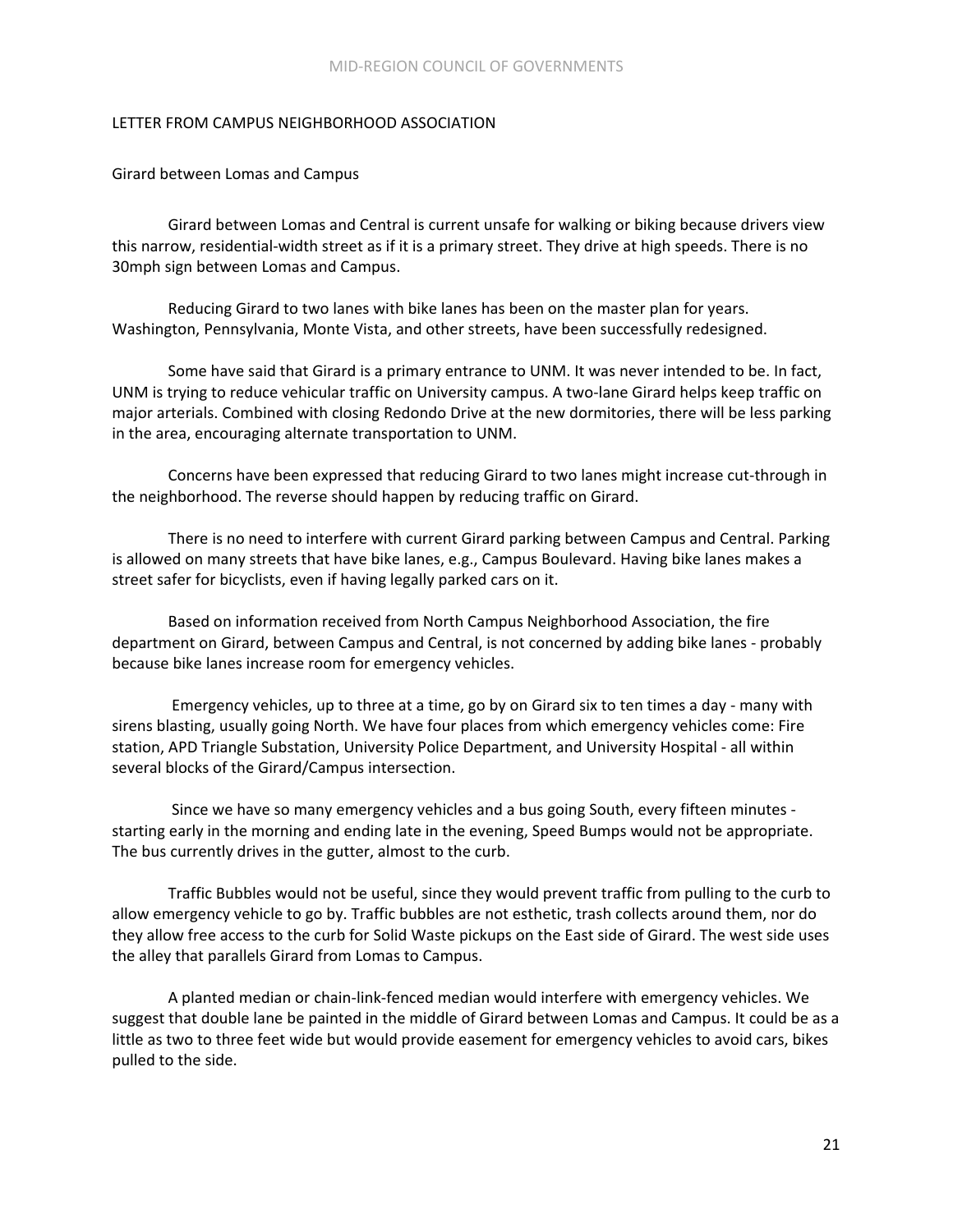## LETTER FROM CAMPUS NEIGHBORHOOD ASSOCIATION

### Girard between Lomas and Campus

Girard between Lomas and Central is current unsafe for walking or biking because drivers view this narrow, residential-width street as if it is a primary street. They drive at high speeds. There is no 30mph sign between Lomas and Campus.

Reducing Girard to two lanes with bike lanes has been on the master plan for years. Washington, Pennsylvania, Monte Vista, and other streets, have been successfully redesigned.

Some have said that Girard is a primary entrance to UNM. It was never intended to be. In fact, UNM is trying to reduce vehicular traffic on University campus. A two-lane Girard helps keep traffic on major arterials. Combined with closing Redondo Drive at the new dormitories, there will be less parking in the area, encouraging alternate transportation to UNM.

Concerns have been expressed that reducing Girard to two lanes might increase cut-through in the neighborhood. The reverse should happen by reducing traffic on Girard.

There is no need to interfere with current Girard parking between Campus and Central. Parking is allowed on many streets that have bike lanes, e.g., Campus Boulevard. Having bike lanes makes a street safer for bicyclists, even if having legally parked cars on it.

Based on information received from North Campus Neighborhood Association, the fire department on Girard, between Campus and Central, is not concerned by adding bike lanes - probably because bike lanes increase room for emergency vehicles.

Emergency vehicles, up to three at a time, go by on Girard six to ten times a day - many with sirens blasting, usually going North. We have four places from which emergency vehicles come: Fire station, APD Triangle Substation, University Police Department, and University Hospital - all within several blocks of the Girard/Campus intersection.

Since we have so many emergency vehicles and a bus going South, every fifteen minutes - starting early in the morning and ending late in the evening, Speed Bumps would not be appropriate. The bus currently drives in the gutter, almost to the curb.

Traffic Bubbles would not be useful, since they would prevent traffic from pulling to the curb to allow emergency vehicle to go by. Traffic bubbles are not esthetic, trash collects around them, nor do they allow free access to the curb for Solid Waste pickups on the East side of Girard. The west side uses the alley that parallels Girard from Lomas to Campus.

A planted median or chain-link-fenced median would interfere with emergency vehicles. We suggest that double lane be painted in the middle of Girard between Lomas and Campus. It could be as a little as two to three feet wide but would provide easement for emergency vehicles to avoid cars, bikes pulled to the side.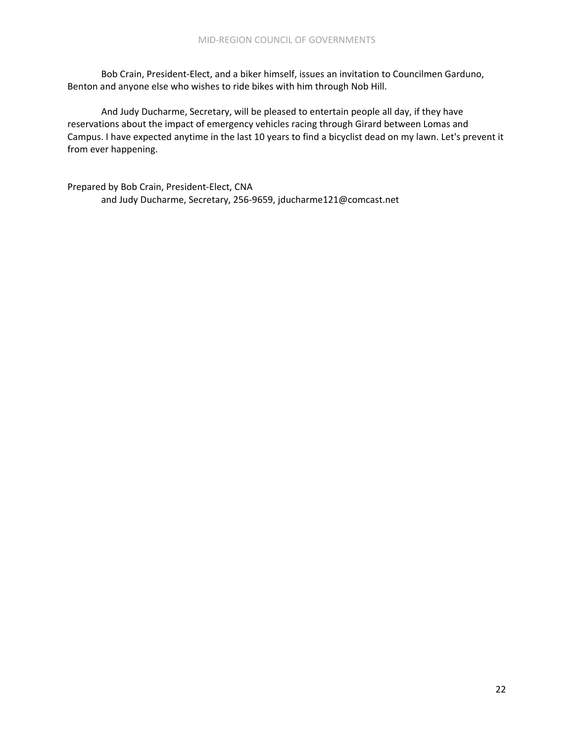Bob Crain, President-Elect, and a biker himself, issues an invitation to Councilmen Garduno, Benton and anyone else who wishes to ride bikes with him through Nob Hill.

And Judy Ducharme, Secretary, will be pleased to entertain people all day, if they have reservations about the impact of emergency vehicles racing through Girard between Lomas and Campus. I have expected anytime in the last 10 years to find a bicyclist dead on my lawn. Let's prevent it from ever happening.

Prepared by Bob Crain, President-Elect, CNA
and Judy Ducharme, Secretary, 256-9659, jducharme121@comcast.net